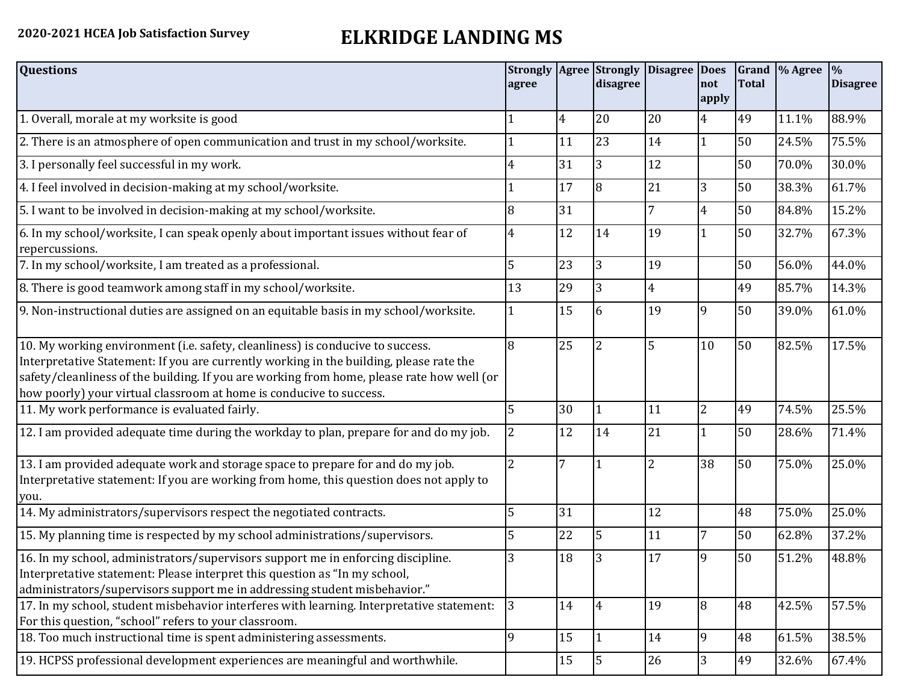**2020-2021 HCEA Job Satisfaction Survey**

# ELKRIDGE LANDING MS

| Questions | Strongly agree | Agree | Strongly disagree | Disagree | Does not apply | Grand Total | % Agree | % Disagree |
|---|---|---|---|---|---|---|---|---|
| 1. Overall, morale at my worksite is good | 1 | 4 | 20 | 20 | 4 | 49 | 11.1% | 88.9% |
| 2. There is an atmosphere of open communication and trust in my school/worksite. | 1 | 11 | 23 | 14 | 1 | 50 | 24.5% | 75.5% |
| 3. I personally feel successful in my work. | 4 | 31 | 3 | 12 | | 50 | 70.0% | 30.0% |
| 4. I feel involved in decision-making at my school/worksite. | 1 | 17 | 8 | 21 | 3 | 50 | 38.3% | 61.7% |
| 5. I want to be involved in decision-making at my school/worksite. | 8 | 31 | | 7 | 4 | 50 | 84.8% | 15.2% |
| 6. In my school/worksite, I can speak openly about important issues without fear of repercussions. | 4 | 12 | 14 | 19 | 1 | 50 | 32.7% | 67.3% |
| 7. In my school/worksite, I am treated as a professional. | 5 | 23 | 3 | 19 | | 50 | 56.0% | 44.0% |
| 8. There is good teamwork among staff in my school/worksite. | 13 | 29 | 3 | 4 | | 49 | 85.7% | 14.3% |
| 9. Non-instructional duties are assigned on an equitable basis in my school/worksite. | 1 | 15 | 6 | 19 | 9 | 50 | 39.0% | 61.0% |
| 10. My working environment (i.e. safety, cleanliness) is conducive to success. Interpretative Statement: If you are currently working in the building, please rate the safety/cleanliness of the building. If you are working from home, please rate how well (or how poorly) your virtual classroom at home is conducive to success. | 8 | 25 | 2 | 5 | 10 | 50 | 82.5% | 17.5% |
| 11. My work performance is evaluated fairly. | 5 | 30 | 1 | 11 | 2 | 49 | 74.5% | 25.5% |
| 12. I am provided adequate time during the workday to plan, prepare for and do my job. | 2 | 12 | 14 | 21 | 1 | 50 | 28.6% | 71.4% |
| 13. I am provided adequate work and storage space to prepare for and do my job. Interpretative statement: If you are working from home, this question does not apply to you. | 2 | 7 | 1 | 2 | 38 | 50 | 75.0% | 25.0% |
| 14. My administrators/supervisors respect the negotiated contracts. | 5 | 31 | | 12 | | 48 | 75.0% | 25.0% |
| 15. My planning time is respected by my school administrations/supervisors. | 5 | 22 | 5 | 11 | 7 | 50 | 62.8% | 37.2% |
| 16. In my school, administrators/supervisors support me in enforcing discipline. Interpretative statement: Please interpret this question as "In my school, administrators/supervisors support me in addressing student misbehavior." | 3 | 18 | 3 | 17 | 9 | 50 | 51.2% | 48.8% |
| 17. In my school, student misbehavior interferes with learning. Interpretative statement: For this question, "school" refers to your classroom. | 3 | 14 | 4 | 19 | 8 | 48 | 42.5% | 57.5% |
| 18. Too much instructional time is spent administering assessments. | 9 | 15 | 1 | 14 | 9 | 48 | 61.5% | 38.5% |
| 19. HCPSS professional development experiences are meaningful and worthwhile. | | 15 | 5 | 26 | 3 | 49 | 32.6% | 67.4% |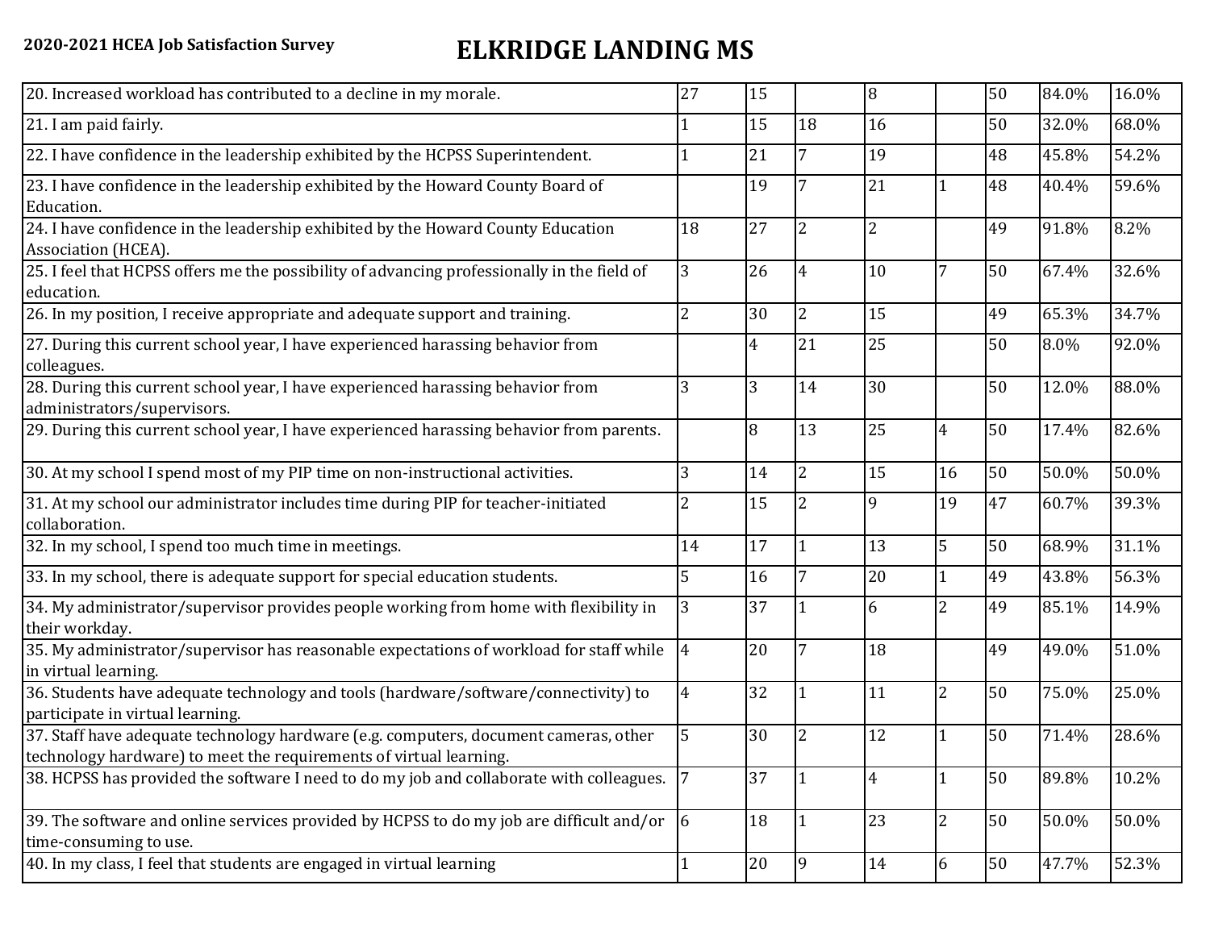**2020-2021 HCEA Job Satisfaction Survey**

# ELKRIDGE LANDING MS

| | | | | | | | | |
|---|---|---|---|---|---|---|---|---|
| 20. Increased workload has contributed to a decline in my morale. | 27 | 15 | | 8 | | 50 | 84.0% | 16.0% |
| 21. I am paid fairly. | 1 | 15 | 18 | 16 | | 50 | 32.0% | 68.0% |
| 22. I have confidence in the leadership exhibited by the HCPSS Superintendent. | 1 | 21 | 7 | 19 | | 48 | 45.8% | 54.2% |
| 23. I have confidence in the leadership exhibited by the Howard County Board of Education. | | 19 | 7 | 21 | 1 | 48 | 40.4% | 59.6% |
| 24. I have confidence in the leadership exhibited by the Howard County Education Association (HCEA). | 18 | 27 | 2 | 2 | | 49 | 91.8% | 8.2% |
| 25. I feel that HCPSS offers me the possibility of advancing professionally in the field of education. | 3 | 26 | 4 | 10 | 7 | 50 | 67.4% | 32.6% |
| 26. In my position, I receive appropriate and adequate support and training. | 2 | 30 | 2 | 15 | | 49 | 65.3% | 34.7% |
| 27. During this current school year, I have experienced harassing behavior from colleagues. | | 4 | 21 | 25 | | 50 | 8.0% | 92.0% |
| 28. During this current school year, I have experienced harassing behavior from administrators/supervisors. | 3 | 3 | 14 | 30 | | 50 | 12.0% | 88.0% |
| 29. During this current school year, I have experienced harassing behavior from parents. | | 8 | 13 | 25 | 4 | 50 | 17.4% | 82.6% |
| 30. At my school I spend most of my PIP time on non-instructional activities. | 3 | 14 | 2 | 15 | 16 | 50 | 50.0% | 50.0% |
| 31. At my school our administrator includes time during PIP for teacher-initiated collaboration. | 2 | 15 | 2 | 9 | 19 | 47 | 60.7% | 39.3% |
| 32. In my school, I spend too much time in meetings. | 14 | 17 | 1 | 13 | 5 | 50 | 68.9% | 31.1% |
| 33. In my school, there is adequate support for special education students. | 5 | 16 | 7 | 20 | 1 | 49 | 43.8% | 56.3% |
| 34. My administrator/supervisor provides people working from home with flexibility in their workday. | 3 | 37 | 1 | 6 | 2 | 49 | 85.1% | 14.9% |
| 35. My administrator/supervisor has reasonable expectations of workload for staff while in virtual learning. | 4 | 20 | 7 | 18 | | 49 | 49.0% | 51.0% |
| 36. Students have adequate technology and tools (hardware/software/connectivity) to participate in virtual learning. | 4 | 32 | 1 | 11 | 2 | 50 | 75.0% | 25.0% |
| 37. Staff have adequate technology hardware (e.g. computers, document cameras, other technology hardware) to meet the requirements of virtual learning. | 5 | 30 | 2 | 12 | 1 | 50 | 71.4% | 28.6% |
| 38. HCPSS has provided the software I need to do my job and collaborate with colleagues. | 7 | 37 | 1 | 4 | 1 | 50 | 89.8% | 10.2% |
| 39. The software and online services provided by HCPSS to do my job are difficult and/or time-consuming to use. | 6 | 18 | 1 | 23 | 2 | 50 | 50.0% | 50.0% |
| 40. In my class, I feel that students are engaged in virtual learning | 1 | 20 | 9 | 14 | 6 | 50 | 47.7% | 52.3% |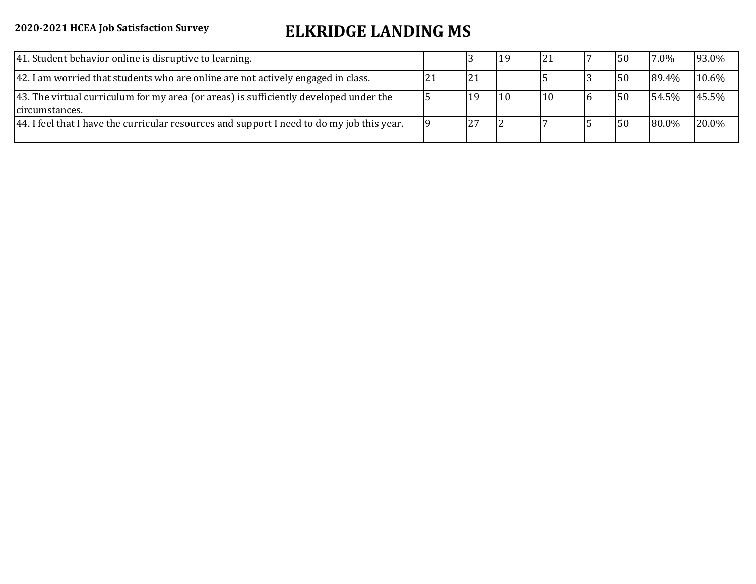**2020-2021 HCEA Job Satisfaction Survey**

# ELKRIDGE LANDING MS

| | | | | | | | | |
|---|---|---|---|---|---|---|---|---|
| 41. Student behavior online is disruptive to learning. | | 3 | 19 | 21 | 7 | 50 | 7.0% | 93.0% |
| 42. I am worried that students who are online are not actively engaged in class. | 21 | 21 | | 5 | 3 | 50 | 89.4% | 10.6% |
| 43. The virtual curriculum for my area (or areas) is sufficiently developed under the circumstances. | 5 | 19 | 10 | 10 | 6 | 50 | 54.5% | 45.5% |
| 44. I feel that I have the curricular resources and support I need to do my job this year. | 9 | 27 | 2 | 7 | 5 | 50 | 80.0% | 20.0% |